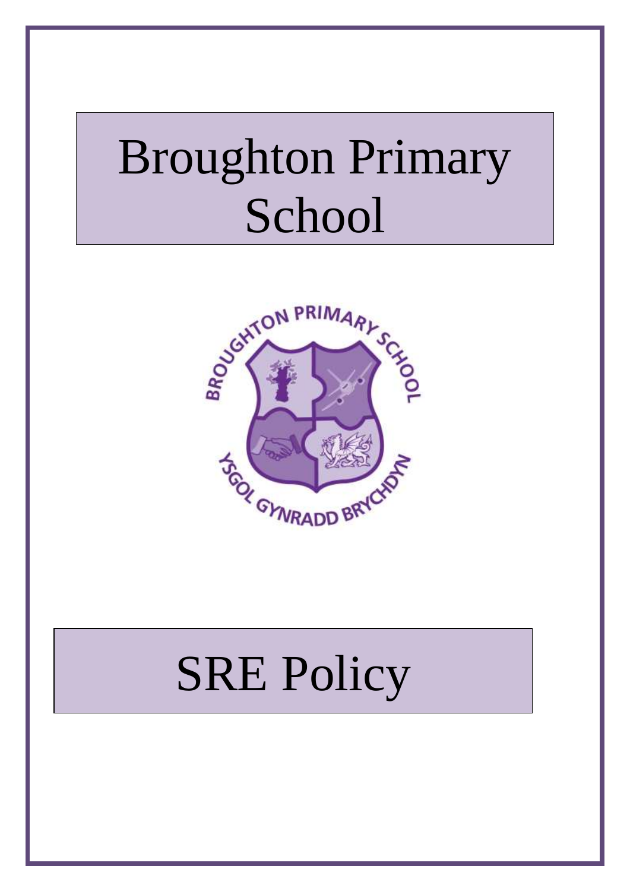# Broughton Primary School

# SRE Policy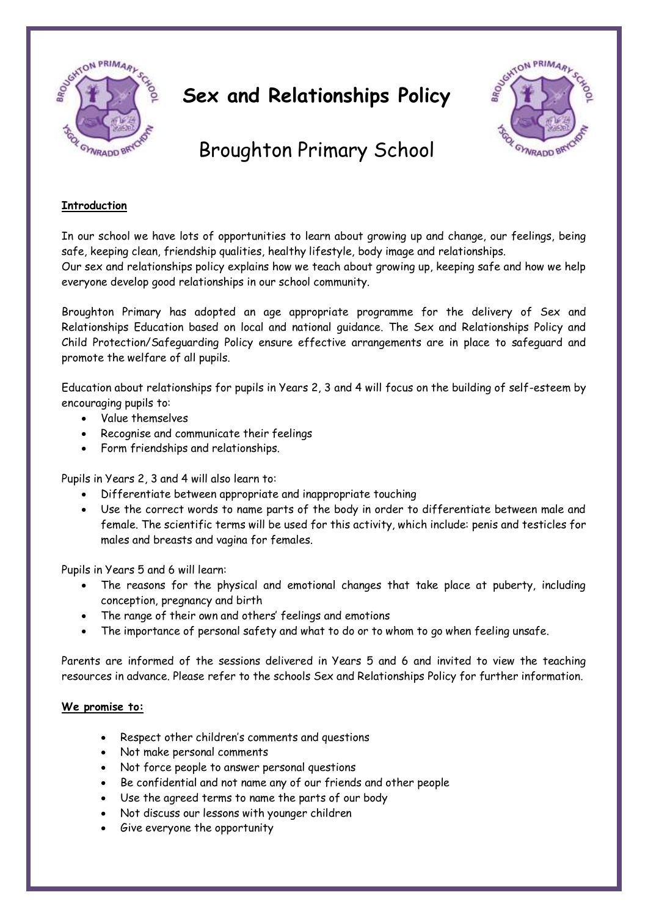# Sex and Relationships Policy

## Broughton Primary School

**Introduction**

In our school we have lots of opportunities to learn about growing up and change, our feelings, being safe, keeping clean, friendship qualities, healthy lifestyle, body image and relationships.
Our sex and relationships policy explains how we teach about growing up, keeping safe and how we help everyone develop good relationships in our school community.

Broughton Primary has adopted an age appropriate programme for the delivery of Sex and Relationships Education based on local and national guidance. The Sex and Relationships Policy and Child Protection/Safeguarding Policy ensure effective arrangements are in place to safeguard and promote the welfare of all pupils.

Education about relationships for pupils in Years 2, 3 and 4 will focus on the building of self-esteem by encouraging pupils to:

- Value themselves
- Recognise and communicate their feelings
- Form friendships and relationships.

Pupils in Years 2, 3 and 4 will also learn to:

- Differentiate between appropriate and inappropriate touching
- Use the correct words to name parts of the body in order to differentiate between male and female. The scientific terms will be used for this activity, which include: penis and testicles for males and breasts and vagina for females.

Pupils in Years 5 and 6 will learn:

- The reasons for the physical and emotional changes that take place at puberty, including conception, pregnancy and birth
- The range of their own and others' feelings and emotions
- The importance of personal safety and what to do or to whom to go when feeling unsafe.

Parents are informed of the sessions delivered in Years 5 and 6 and invited to view the teaching resources in advance. Please refer to the schools Sex and Relationships Policy for further information.

**We promise to:**

- Respect other children's comments and questions
- Not make personal comments
- Not force people to answer personal questions
- Be confidential and not name any of our friends and other people
- Use the agreed terms to name the parts of our body
- Not discuss our lessons with younger children
- Give everyone the opportunity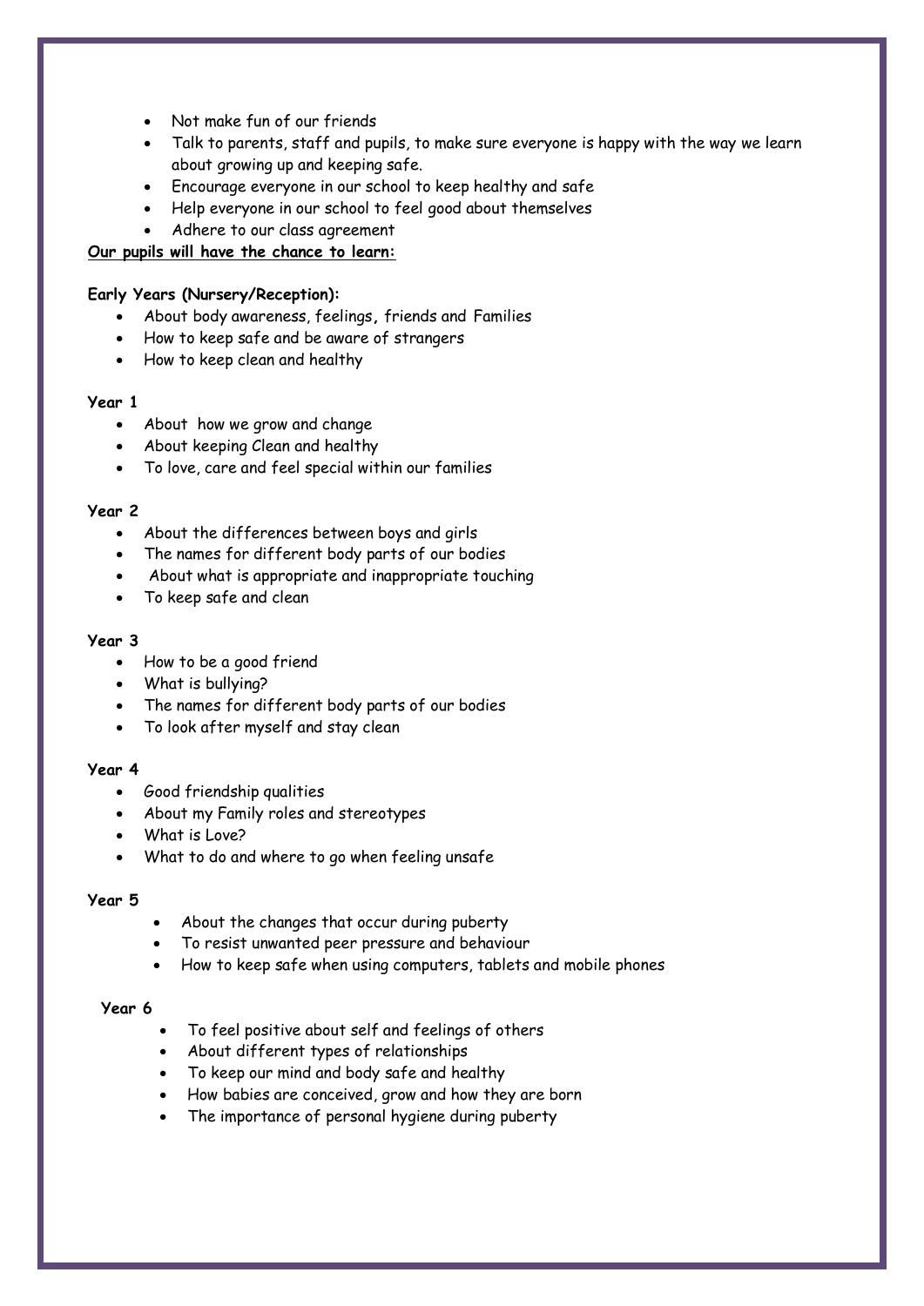- Not make fun of our friends
- Talk to parents, staff and pupils, to make sure everyone is happy with the way we learn about growing up and keeping safe.
- Encourage everyone in our school to keep healthy and safe
- Help everyone in our school to feel good about themselves
- Adhere to our class agreement

**<u>Our pupils will have the chance to learn:</u>**

**Early Years (Nursery/Reception):**

- About body awareness, feelings, friends and Families
- How to keep safe and be aware of strangers
- How to keep clean and healthy

**Year 1**

- About how we grow and change
- About keeping Clean and healthy
- To love, care and feel special within our families

**Year 2**

- About the differences between boys and girls
- The names for different body parts of our bodies
- About what is appropriate and inappropriate touching
- To keep safe and clean

**Year 3**

- How to be a good friend
- What is bullying?
- The names for different body parts of our bodies
- To look after myself and stay clean

**Year 4**

- Good friendship qualities
- About my Family roles and stereotypes
- What is Love?
- What to do and where to go when feeling unsafe

**Year 5**

- About the changes that occur during puberty
- To resist unwanted peer pressure and behaviour
- How to keep safe when using computers, tablets and mobile phones

**Year 6**

- To feel positive about self and feelings of others
- About different types of relationships
- To keep our mind and body safe and healthy
- How babies are conceived, grow and how they are born
- The importance of personal hygiene during puberty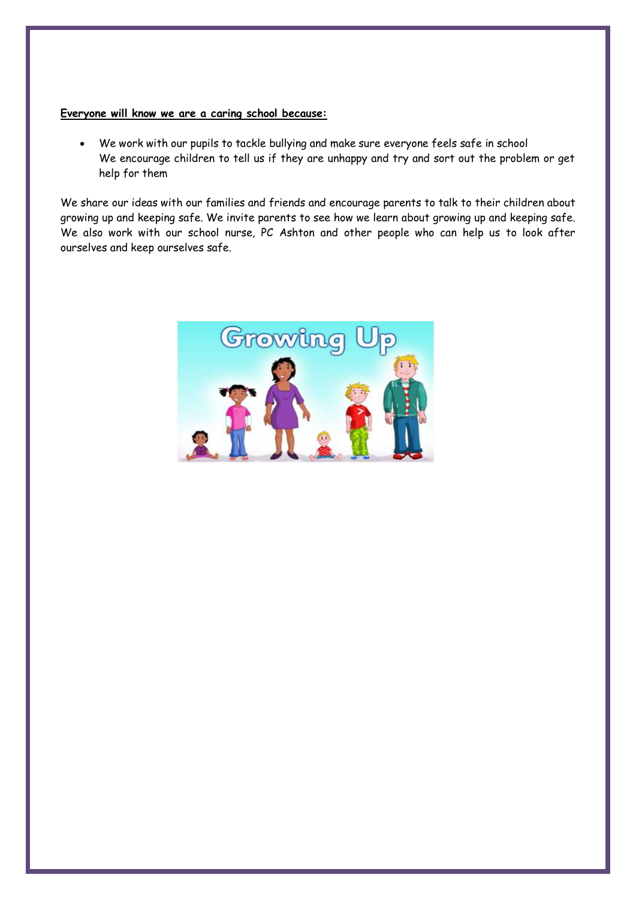**Everyone will know we are a caring school because:**

- We work with our pupils to tackle bullying and make sure everyone feels safe in school
  We encourage children to tell us if they are unhappy and try and sort out the problem or get help for them

We share our ideas with our families and friends and encourage parents to talk to their children about growing up and keeping safe. We invite parents to see how we learn about growing up and keeping safe. We also work with our school nurse, PC Ashton and other people who can help us to look after ourselves and keep ourselves safe.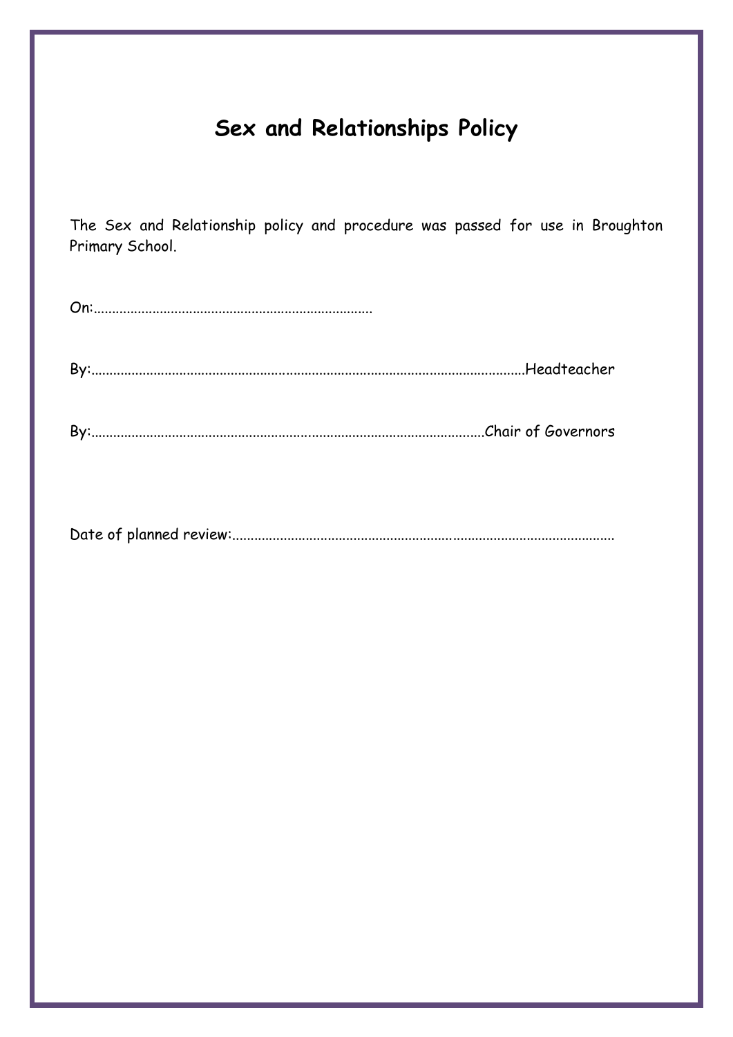# Sex and Relationships Policy

The Sex and Relationship policy and procedure was passed for use in Broughton Primary School.

On:…………………………………………………………………

By:………………………………………………………………………………………………Headteacher

By:………………………………………………………………………………………Chair of Governors

Date of planned review:…………………………………………………………………………………………